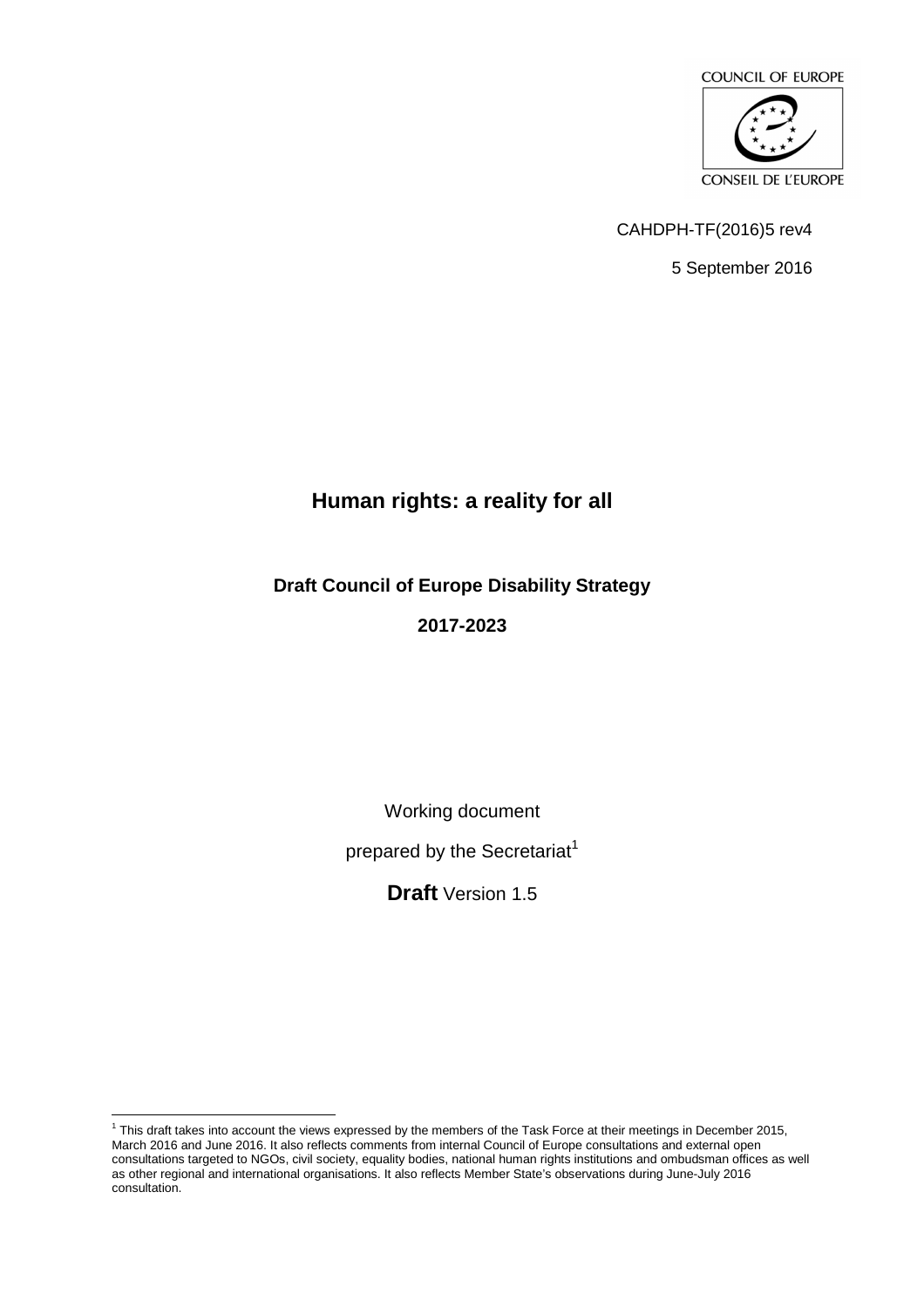COUNCIL OF EUROPE

CONSEIL DE L'EUROPE

CAHDPH-TF(2016)5 rev4

5 September 2016

# Human rights: a reality for all

## Draft Council of Europe Disability Strategy

## 2017-2023

Working document

prepared by the Secretariat[1]

**Draft** Version 1.5

---

[1] This draft takes into account the views expressed by the members of the Task Force at their meetings in December 2015, March 2016 and June 2016. It also reflects comments from internal Council of Europe consultations and external open consultations targeted to NGOs, civil society, equality bodies, national human rights institutions and ombudsman offices as well as other regional and international organisations. It also reflects Member State's observations during June-July 2016 consultation.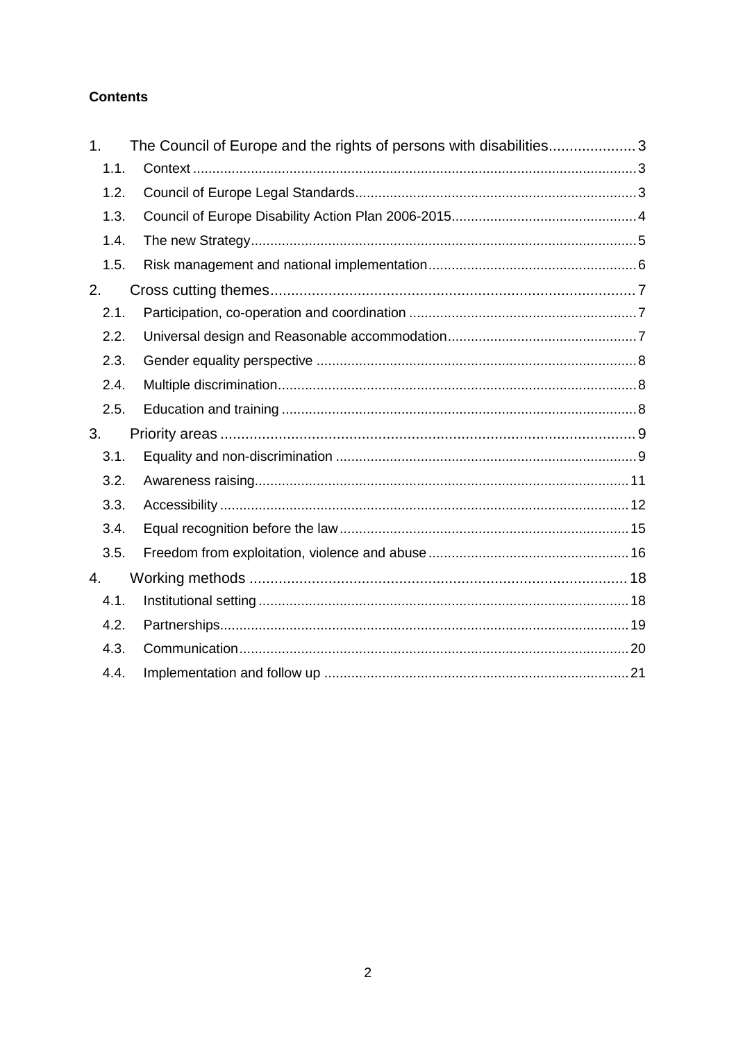**Contents**

1. The Council of Europe and the rights of persons with disabilities .................... 3
    - 1.1. Context .................... 3
    - 1.2. Council of Europe Legal Standards .................... 3
    - 1.3. Council of Europe Disability Action Plan 2006-2015 .................... 4
    - 1.4. The new Strategy .................... 5
    - 1.5. Risk management and national implementation .................... 6
2. Cross cutting themes .................... 7
    - 2.1. Participation, co-operation and coordination .................... 7
    - 2.2. Universal design and Reasonable accommodation .................... 7
    - 2.3. Gender equality perspective .................... 8
    - 2.4. Multiple discrimination .................... 8
    - 2.5. Education and training .................... 8
3. Priority areas .................... 9
    - 3.1. Equality and non-discrimination .................... 9
    - 3.2. Awareness raising .................... 11
    - 3.3. Accessibility .................... 12
    - 3.4. Equal recognition before the law .................... 15
    - 3.5. Freedom from exploitation, violence and abuse .................... 16
4. Working methods .................... 18
    - 4.1. Institutional setting .................... 18
    - 4.2. Partnerships .................... 19
    - 4.3. Communication .................... 20
    - 4.4. Implementation and follow up .................... 21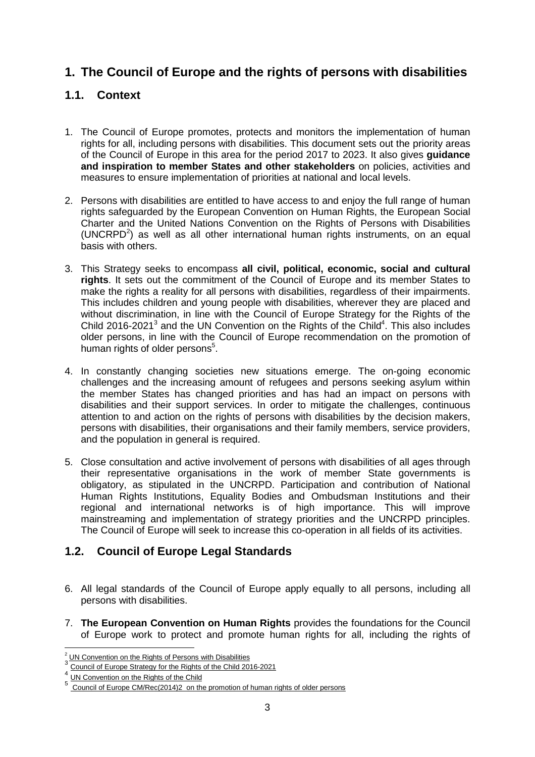# 1. The Council of Europe and the rights of persons with disabilities

## 1.1. Context

1. The Council of Europe promotes, protects and monitors the implementation of human rights for all, including persons with disabilities. This document sets out the priority areas of the Council of Europe in this area for the period 2017 to 2023. It also gives **guidance and inspiration to member States and other stakeholders** on policies, activities and measures to ensure implementation of priorities at national and local levels.

2. Persons with disabilities are entitled to have access to and enjoy the full range of human rights safeguarded by the European Convention on Human Rights, the European Social Charter and the United Nations Convention on the Rights of Persons with Disabilities (UNCRPD[2]) as well as all other international human rights instruments, on an equal basis with others.

3. This Strategy seeks to encompass **all civil, political, economic, social and cultural rights**. It sets out the commitment of the Council of Europe and its member States to make the rights a reality for all persons with disabilities, regardless of their impairments. This includes children and young people with disabilities, wherever they are placed and without discrimination, in line with the Council of Europe Strategy for the Rights of the Child 2016-2021[3] and the UN Convention on the Rights of the Child[4]. This also includes older persons, in line with the Council of Europe recommendation on the promotion of human rights of older persons[5].

4. In constantly changing societies new situations emerge. The on-going economic challenges and the increasing amount of refugees and persons seeking asylum within the member States has changed priorities and has had an impact on persons with disabilities and their support services. In order to mitigate the challenges, continuous attention to and action on the rights of persons with disabilities by the decision makers, persons with disabilities, their organisations and their family members, service providers, and the population in general is required.

5. Close consultation and active involvement of persons with disabilities of all ages through their representative organisations in the work of member State governments is obligatory, as stipulated in the UNCRPD. Participation and contribution of National Human Rights Institutions, Equality Bodies and Ombudsman Institutions and their regional and international networks is of high importance. This will improve mainstreaming and implementation of strategy priorities and the UNCRPD principles. The Council of Europe will seek to increase this co-operation in all fields of its activities.

## 1.2. Council of Europe Legal Standards

6. All legal standards of the Council of Europe apply equally to all persons, including all persons with disabilities.

7. **The European Convention on Human Rights** provides the foundations for the Council of Europe work to protect and promote human rights for all, including the rights of

---

[2] UN Convention on the Rights of Persons with Disabilities

[3] Council of Europe Strategy for the Rights of the Child 2016-2021

[4] UN Convention on the Rights of the Child

[5] Council of Europe CM/Rec(2014)2 on the promotion of human rights of older persons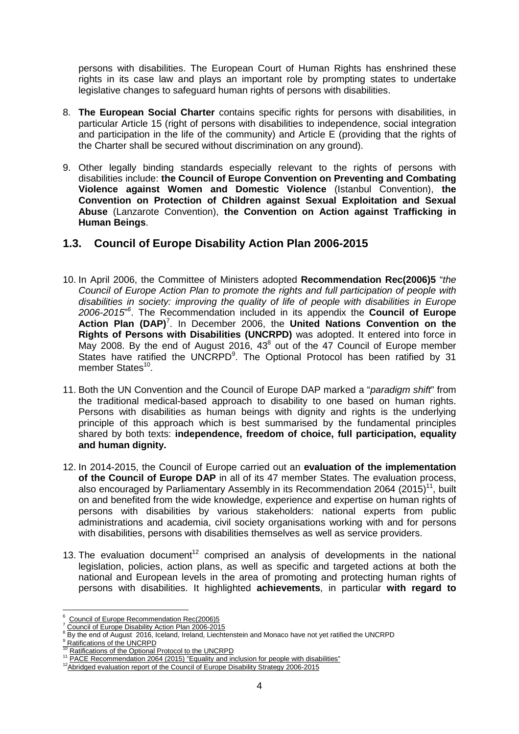persons with disabilities. The European Court of Human Rights has enshrined these rights in its case law and plays an important role by prompting states to undertake legislative changes to safeguard human rights of persons with disabilities.

8. **The European Social Charter** contains specific rights for persons with disabilities, in particular Article 15 (right of persons with disabilities to independence, social integration and participation in the life of the community) and Article E (providing that the rights of the Charter shall be secured without discrimination on any ground).

9. Other legally binding standards especially relevant to the rights of persons with disabilities include: **the Council of Europe Convention on Preventing and Combating Violence against Women and Domestic Violence** (Istanbul Convention), **the Convention on Protection of Children against Sexual Exploitation and Sexual Abuse** (Lanzarote Convention), **the Convention on Action against Trafficking in Human Beings**.

## 1.3. Council of Europe Disability Action Plan 2006-2015

10. In April 2006, the Committee of Ministers adopted **Recommendation Rec(2006)5** "*the Council of Europe Action Plan to promote the rights and full participation of people with disabilities in society: improving the quality of life of people with disabilities in Europe 2006-2015*"[6]. The Recommendation included in its appendix the **Council of Europe Action Plan (DAP)**[7]. In December 2006, the **United Nations Convention on the Rights of Persons with Disabilities (UNCRPD)** was adopted. It entered into force in May 2008. By the end of August 2016, 43[8] out of the 47 Council of Europe member States have ratified the UNCRPD[9]. The Optional Protocol has been ratified by 31 member States[10].

11. Both the UN Convention and the Council of Europe DAP marked a "*paradigm shift*" from the traditional medical-based approach to disability to one based on human rights. Persons with disabilities as human beings with dignity and rights is the underlying principle of this approach which is best summarised by the fundamental principles shared by both texts: **independence, freedom of choice, full participation, equality and human dignity.**

12. In 2014-2015, the Council of Europe carried out an **evaluation of the implementation of the Council of Europe DAP** in all of its 47 member States. The evaluation process, also encouraged by Parliamentary Assembly in its Recommendation 2064 (2015)[11], built on and benefited from the wide knowledge, experience and expertise on human rights of persons with disabilities by various stakeholders: national experts from public administrations and academia, civil society organisations working with and for persons with disabilities, persons with disabilities themselves as well as service providers.

13. The evaluation document[12] comprised an analysis of developments in the national legislation, policies, action plans, as well as specific and targeted actions at both the national and European levels in the area of promoting and protecting human rights of persons with disabilities. It highlighted **achievements**, in particular **with regard to**

---

[6] Council of Europe Recommendation Rec(2006)5

[7] Council of Europe Disability Action Plan 2006-2015

[8] By the end of August 2016, Iceland, Ireland, Liechtenstein and Monaco have not yet ratified the UNCRPD

[9] Ratifications of the UNCRPD

[10] Ratifications of the Optional Protocol to the UNCRPD

[11] PACE Recommendation 2064 (2015) "Equality and inclusion for people with disabilities"

[12] Abridged evaluation report of the Council of Europe Disability Strategy 2006-2015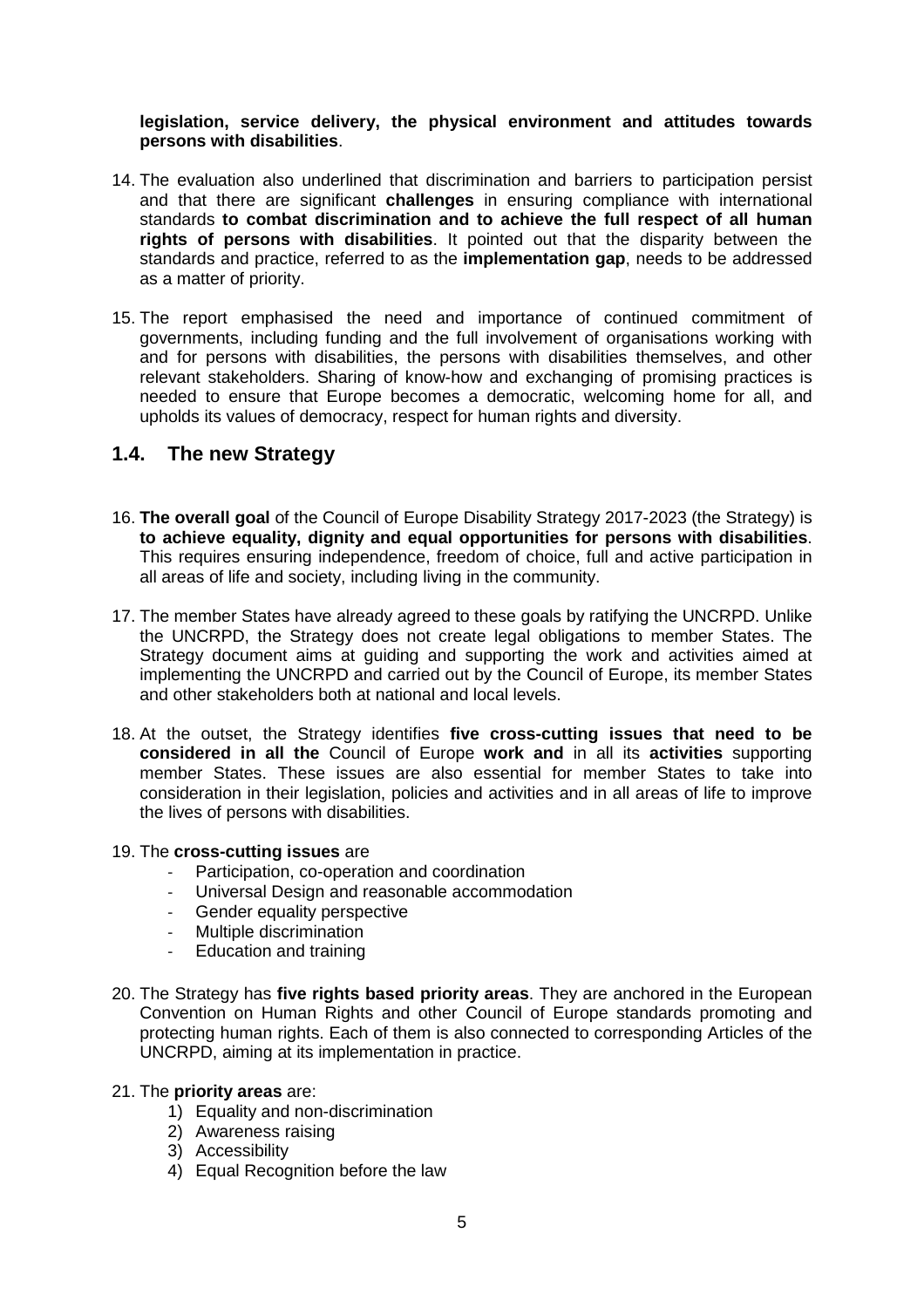**legislation, service delivery, the physical environment and attitudes towards persons with disabilities**.

14. The evaluation also underlined that discrimination and barriers to participation persist and that there are significant **challenges** in ensuring compliance with international standards **to combat discrimination and to achieve the full respect of all human rights of persons with disabilities**. It pointed out that the disparity between the standards and practice, referred to as the **implementation gap**, needs to be addressed as a matter of priority.

15. The report emphasised the need and importance of continued commitment of governments, including funding and the full involvement of organisations working with and for persons with disabilities, the persons with disabilities themselves, and other relevant stakeholders. Sharing of know-how and exchanging of promising practices is needed to ensure that Europe becomes a democratic, welcoming home for all, and upholds its values of democracy, respect for human rights and diversity.

## 1.4. The new Strategy

16. **The overall goal** of the Council of Europe Disability Strategy 2017-2023 (the Strategy) is **to achieve equality, dignity and equal opportunities for persons with disabilities**. This requires ensuring independence, freedom of choice, full and active participation in all areas of life and society, including living in the community.

17. The member States have already agreed to these goals by ratifying the UNCRPD. Unlike the UNCRPD, the Strategy does not create legal obligations to member States. The Strategy document aims at guiding and supporting the work and activities aimed at implementing the UNCRPD and carried out by the Council of Europe, its member States and other stakeholders both at national and local levels.

18. At the outset, the Strategy identifies **five cross-cutting issues that need to be considered in all the** Council of Europe **work and** in all its **activities** supporting member States. These issues are also essential for member States to take into consideration in their legislation, policies and activities and in all areas of life to improve the lives of persons with disabilities.

19. The **cross-cutting issues** are
    - Participation, co-operation and coordination
    - Universal Design and reasonable accommodation
    - Gender equality perspective
    - Multiple discrimination
    - Education and training

20. The Strategy has **five rights based priority areas**. They are anchored in the European Convention on Human Rights and other Council of Europe standards promoting and protecting human rights. Each of them is also connected to corresponding Articles of the UNCRPD, aiming at its implementation in practice.

21. The **priority areas** are:
    1) Equality and non-discrimination
    2) Awareness raising
    3) Accessibility
    4) Equal Recognition before the law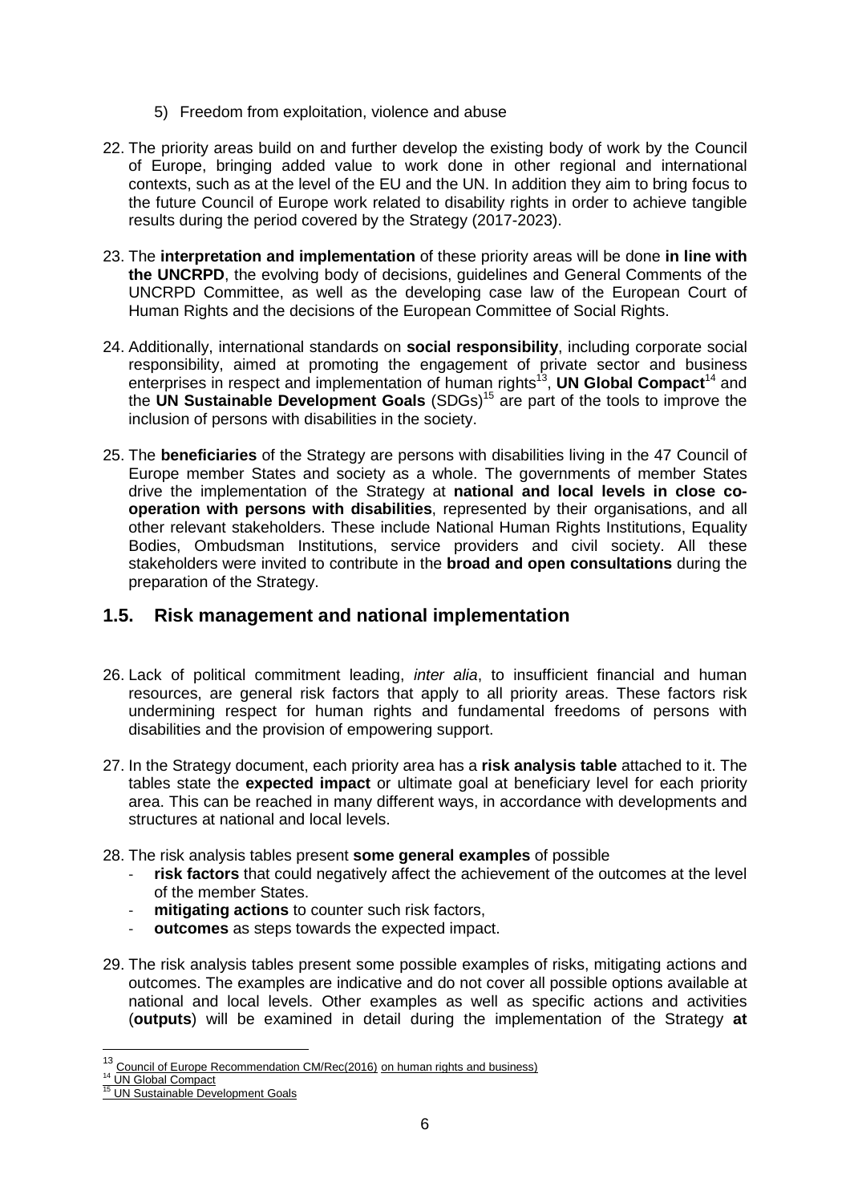5) Freedom from exploitation, violence and abuse

22. The priority areas build on and further develop the existing body of work by the Council of Europe, bringing added value to work done in other regional and international contexts, such as at the level of the EU and the UN. In addition they aim to bring focus to the future Council of Europe work related to disability rights in order to achieve tangible results during the period covered by the Strategy (2017-2023).

23. The **interpretation and implementation** of these priority areas will be done **in line with the UNCRPD**, the evolving body of decisions, guidelines and General Comments of the UNCRPD Committee, as well as the developing case law of the European Court of Human Rights and the decisions of the European Committee of Social Rights.

24. Additionally, international standards on **social responsibility**, including corporate social responsibility, aimed at promoting the engagement of private sector and business enterprises in respect and implementation of human rights[13], **UN Global Compact**[14] and the **UN Sustainable Development Goals** (SDGs)[15] are part of the tools to improve the inclusion of persons with disabilities in the society.

25. The **beneficiaries** of the Strategy are persons with disabilities living in the 47 Council of Europe member States and society as a whole. The governments of member States drive the implementation of the Strategy at **national and local levels in close co-operation with persons with disabilities**, represented by their organisations, and all other relevant stakeholders. These include National Human Rights Institutions, Equality Bodies, Ombudsman Institutions, service providers and civil society. All these stakeholders were invited to contribute in the **broad and open consultations** during the preparation of the Strategy.

## 1.5. Risk management and national implementation

26. Lack of political commitment leading, *inter alia*, to insufficient financial and human resources, are general risk factors that apply to all priority areas. These factors risk undermining respect for human rights and fundamental freedoms of persons with disabilities and the provision of empowering support.

27. In the Strategy document, each priority area has a **risk analysis table** attached to it. The tables state the **expected impact** or ultimate goal at beneficiary level for each priority area. This can be reached in many different ways, in accordance with developments and structures at national and local levels.

28. The risk analysis tables present **some general examples** of possible
    - **risk factors** that could negatively affect the achievement of the outcomes at the level of the member States.
    - **mitigating actions** to counter such risk factors,
    - **outcomes** as steps towards the expected impact.

29. The risk analysis tables present some possible examples of risks, mitigating actions and outcomes. The examples are indicative and do not cover all possible options available at national and local levels. Other examples as well as specific actions and activities (**outputs**) will be examined in detail during the implementation of the Strategy **at**

---

[13] Council of Europe Recommendation CM/Rec(2016) on human rights and business)
[14] UN Global Compact
[15] UN Sustainable Development Goals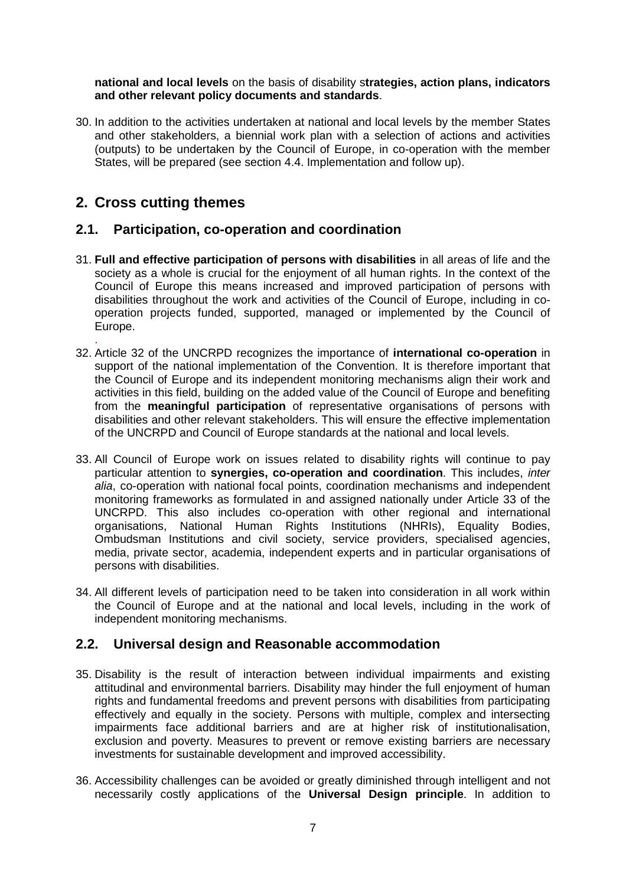**national and local levels** on the basis of disability s**trategies, action plans, indicators and other relevant policy documents and standards**.

30. In addition to the activities undertaken at national and local levels by the member States and other stakeholders, a biennial work plan with a selection of actions and activities (outputs) to be undertaken by the Council of Europe, in co-operation with the member States, will be prepared (see section 4.4. Implementation and follow up).

## 2. Cross cutting themes

### 2.1. Participation, co-operation and coordination

31. **Full and effective participation of persons with disabilities** in all areas of life and the society as a whole is crucial for the enjoyment of all human rights. In the context of the Council of Europe this means increased and improved participation of persons with disabilities throughout the work and activities of the Council of Europe, including in co-operation projects funded, supported, managed or implemented by the Council of Europe.

32. Article 32 of the UNCRPD recognizes the importance of **international co-operation** in support of the national implementation of the Convention. It is therefore important that the Council of Europe and its independent monitoring mechanisms align their work and activities in this field, building on the added value of the Council of Europe and benefiting from the **meaningful participation** of representative organisations of persons with disabilities and other relevant stakeholders. This will ensure the effective implementation of the UNCRPD and Council of Europe standards at the national and local levels.

33. All Council of Europe work on issues related to disability rights will continue to pay particular attention to **synergies, co-operation and coordination**. This includes, *inter alia*, co-operation with national focal points, coordination mechanisms and independent monitoring frameworks as formulated in and assigned nationally under Article 33 of the UNCRPD. This also includes co-operation with other regional and international organisations, National Human Rights Institutions (NHRIs), Equality Bodies, Ombudsman Institutions and civil society, service providers, specialised agencies, media, private sector, academia, independent experts and in particular organisations of persons with disabilities.

34. All different levels of participation need to be taken into consideration in all work within the Council of Europe and at the national and local levels, including in the work of independent monitoring mechanisms.

### 2.2. Universal design and Reasonable accommodation

35. Disability is the result of interaction between individual impairments and existing attitudinal and environmental barriers. Disability may hinder the full enjoyment of human rights and fundamental freedoms and prevent persons with disabilities from participating effectively and equally in the society. Persons with multiple, complex and intersecting impairments face additional barriers and are at higher risk of institutionalisation, exclusion and poverty. Measures to prevent or remove existing barriers are necessary investments for sustainable development and improved accessibility.

36. Accessibility challenges can be avoided or greatly diminished through intelligent and not necessarily costly applications of the **Universal Design principle**. In addition to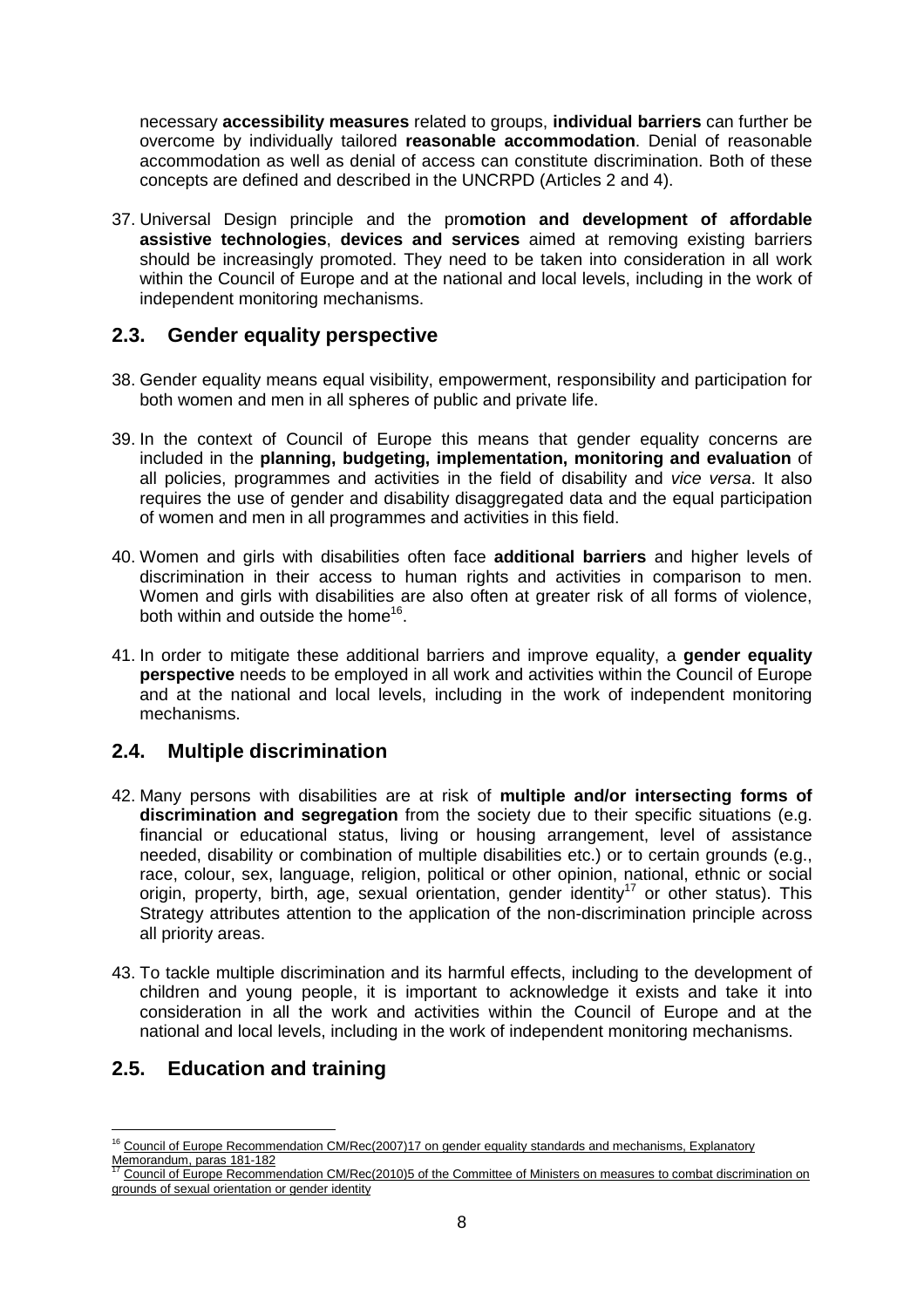necessary **accessibility measures** related to groups, **individual barriers** can further be overcome by individually tailored **reasonable accommodation**. Denial of reasonable accommodation as well as denial of access can constitute discrimination. Both of these concepts are defined and described in the UNCRPD (Articles 2 and 4).

37. Universal Design principle and the pro**motion and development of affordable assistive technologies**, **devices and services** aimed at removing existing barriers should be increasingly promoted. They need to be taken into consideration in all work within the Council of Europe and at the national and local levels, including in the work of independent monitoring mechanisms.

## 2.3. Gender equality perspective

38. Gender equality means equal visibility, empowerment, responsibility and participation for both women and men in all spheres of public and private life.

39. In the context of Council of Europe this means that gender equality concerns are included in the **planning, budgeting, implementation, monitoring and evaluation** of all policies, programmes and activities in the field of disability and *vice versa*. It also requires the use of gender and disability disaggregated data and the equal participation of women and men in all programmes and activities in this field.

40. Women and girls with disabilities often face **additional barriers** and higher levels of discrimination in their access to human rights and activities in comparison to men. Women and girls with disabilities are also often at greater risk of all forms of violence, both within and outside the home[16].

41. In order to mitigate these additional barriers and improve equality, a **gender equality perspective** needs to be employed in all work and activities within the Council of Europe and at the national and local levels, including in the work of independent monitoring mechanisms.

## 2.4. Multiple discrimination

42. Many persons with disabilities are at risk of **multiple and/or intersecting forms of discrimination and segregation** from the society due to their specific situations (e.g. financial or educational status, living or housing arrangement, level of assistance needed, disability or combination of multiple disabilities etc.) or to certain grounds (e.g., race, colour, sex, language, religion, political or other opinion, national, ethnic or social origin, property, birth, age, sexual orientation, gender identity[17] or other status). This Strategy attributes attention to the application of the non-discrimination principle across all priority areas.

43. To tackle multiple discrimination and its harmful effects, including to the development of children and young people, it is important to acknowledge it exists and take it into consideration in all the work and activities within the Council of Europe and at the national and local levels, including in the work of independent monitoring mechanisms.

## 2.5. Education and training

---

[16] Council of Europe Recommendation CM/Rec(2007)17 on gender equality standards and mechanisms, Explanatory Memorandum, paras 181-182

[17] Council of Europe Recommendation CM/Rec(2010)5 of the Committee of Ministers on measures to combat discrimination on grounds of sexual orientation or gender identity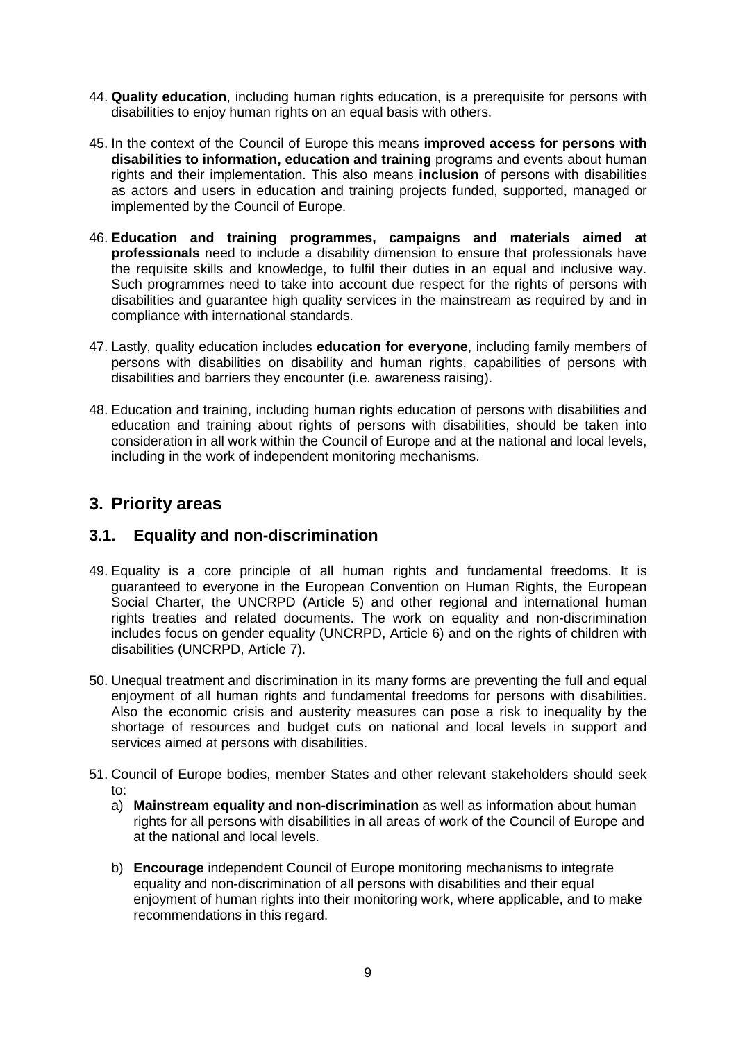44. **Quality education**, including human rights education, is a prerequisite for persons with disabilities to enjoy human rights on an equal basis with others.

45. In the context of the Council of Europe this means **improved access for persons with disabilities to information, education and training** programs and events about human rights and their implementation. This also means **inclusion** of persons with disabilities as actors and users in education and training projects funded, supported, managed or implemented by the Council of Europe.

46. **Education and training programmes, campaigns and materials aimed at professionals** need to include a disability dimension to ensure that professionals have the requisite skills and knowledge, to fulfil their duties in an equal and inclusive way. Such programmes need to take into account due respect for the rights of persons with disabilities and guarantee high quality services in the mainstream as required by and in compliance with international standards.

47. Lastly, quality education includes **education for everyone**, including family members of persons with disabilities on disability and human rights, capabilities of persons with disabilities and barriers they encounter (i.e. awareness raising).

48. Education and training, including human rights education of persons with disabilities and education and training about rights of persons with disabilities, should be taken into consideration in all work within the Council of Europe and at the national and local levels, including in the work of independent monitoring mechanisms.

## 3. Priority areas

### 3.1. Equality and non-discrimination

49. Equality is a core principle of all human rights and fundamental freedoms. It is guaranteed to everyone in the European Convention on Human Rights, the European Social Charter, the UNCRPD (Article 5) and other regional and international human rights treaties and related documents. The work on equality and non-discrimination includes focus on gender equality (UNCRPD, Article 6) and on the rights of children with disabilities (UNCRPD, Article 7).

50. Unequal treatment and discrimination in its many forms are preventing the full and equal enjoyment of all human rights and fundamental freedoms for persons with disabilities. Also the economic crisis and austerity measures can pose a risk to inequality by the shortage of resources and budget cuts on national and local levels in support and services aimed at persons with disabilities.

51. Council of Europe bodies, member States and other relevant stakeholders should seek to:
    a) **Mainstream equality and non-discrimination** as well as information about human rights for all persons with disabilities in all areas of work of the Council of Europe and at the national and local levels.

    b) **Encourage** independent Council of Europe monitoring mechanisms to integrate equality and non-discrimination of all persons with disabilities and their equal enjoyment of human rights into their monitoring work, where applicable, and to make recommendations in this regard.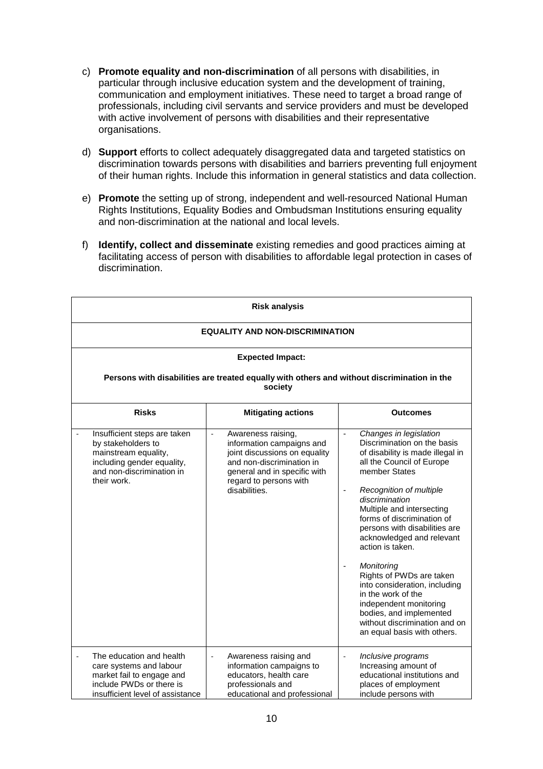c) **Promote equality and non-discrimination** of all persons with disabilities, in particular through inclusive education system and the development of training, communication and employment initiatives. These need to target a broad range of professionals, including civil servants and service providers and must be developed with active involvement of persons with disabilities and their representative organisations.

d) **Support** efforts to collect adequately disaggregated data and targeted statistics on discrimination towards persons with disabilities and barriers preventing full enjoyment of their human rights. Include this information in general statistics and data collection.

e) **Promote** the setting up of strong, independent and well-resourced National Human Rights Institutions, Equality Bodies and Ombudsman Institutions ensuring equality and non-discrimination at the national and local levels.

f) **Identify, collect and disseminate** existing remedies and good practices aiming at facilitating access of person with disabilities to affordable legal protection in cases of discrimination.

| **Risk analysis** | | |
|---|---|---|
| **EQUALITY AND NON-DISCRIMINATION** | | |
| **Expected Impact:** **Persons with disabilities are treated equally with others and without discrimination in the society** | | |
| **Risks** | **Mitigating actions** | **Outcomes** |
| - Insufficient steps are taken by stakeholders to mainstream equality, including gender equality, and non-discrimination in their work. | - Awareness raising, information campaigns and joint discussions on equality and non-discrimination in general and in specific with regard to persons with disabilities. | - *Changes in legislation* Discrimination on the basis of disability is made illegal in all the Council of Europe member States<br><br>- *Recognition of multiple discrimination* Multiple and intersecting forms of discrimination of persons with disabilities are acknowledged and relevant action is taken.<br><br>- *Monitoring* Rights of PWDs are taken into consideration, including in the work of the independent monitoring bodies, and implemented without discrimination and on an equal basis with others. |
| - The education and health care systems and labour market fail to engage and include PWDs or there is insufficient level of assistance | - Awareness raising and information campaigns to educators, health care professionals and educational and professional | - *Inclusive programs* Increasing amount of educational institutions and places of employment include persons with |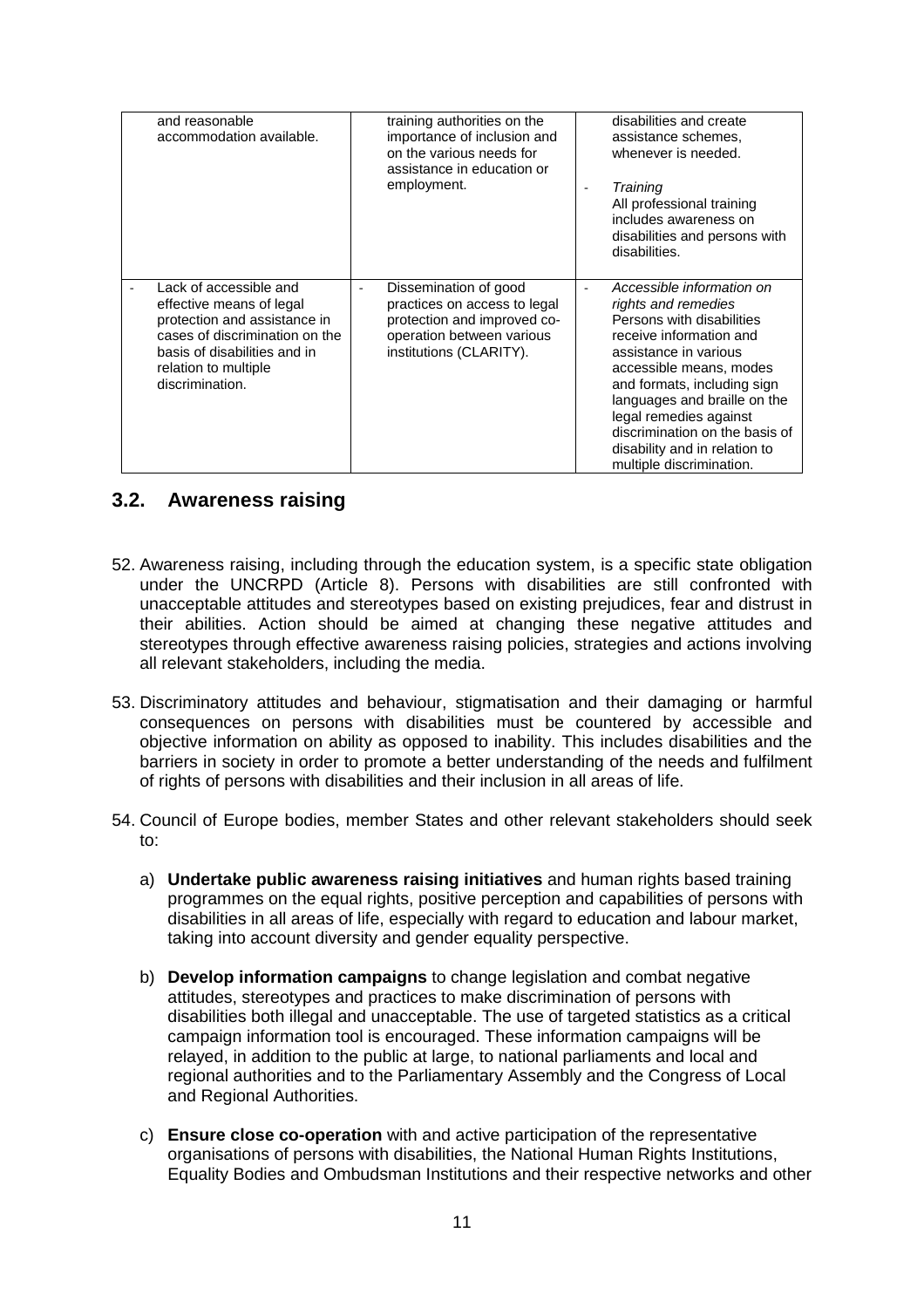| | | |
|---|---|---|
| and reasonable accommodation available. | training authorities on the importance of inclusion and on the various needs for assistance in education or employment. | disabilities and create assistance schemes, whenever is needed.<br><br>- *Training*<br>All professional training includes awareness on disabilities and persons with disabilities. |
| - Lack of accessible and effective means of legal protection and assistance in cases of discrimination on the basis of disabilities and in relation to multiple discrimination. | - Dissemination of good practices on access to legal protection and improved co-operation between various institutions (CLARITY). | - *Accessible information on rights and remedies*<br>Persons with disabilities receive information and assistance in various accessible means, modes and formats, including sign languages and braille on the legal remedies against discrimination on the basis of disability and in relation to multiple discrimination. |

## 3.2. Awareness raising

52. Awareness raising, including through the education system, is a specific state obligation under the UNCRPD (Article 8). Persons with disabilities are still confronted with unacceptable attitudes and stereotypes based on existing prejudices, fear and distrust in their abilities. Action should be aimed at changing these negative attitudes and stereotypes through effective awareness raising policies, strategies and actions involving all relevant stakeholders, including the media.

53. Discriminatory attitudes and behaviour, stigmatisation and their damaging or harmful consequences on persons with disabilities must be countered by accessible and objective information on ability as opposed to inability. This includes disabilities and the barriers in society in order to promote a better understanding of the needs and fulfilment of rights of persons with disabilities and their inclusion in all areas of life.

54. Council of Europe bodies, member States and other relevant stakeholders should seek to:

    a) **Undertake public awareness raising initiatives** and human rights based training programmes on the equal rights, positive perception and capabilities of persons with disabilities in all areas of life, especially with regard to education and labour market, taking into account diversity and gender equality perspective.

    b) **Develop information campaigns** to change legislation and combat negative attitudes, stereotypes and practices to make discrimination of persons with disabilities both illegal and unacceptable. The use of targeted statistics as a critical campaign information tool is encouraged. These information campaigns will be relayed, in addition to the public at large, to national parliaments and local and regional authorities and to the Parliamentary Assembly and the Congress of Local and Regional Authorities.

    c) **Ensure close co-operation** with and active participation of the representative organisations of persons with disabilities, the National Human Rights Institutions, Equality Bodies and Ombudsman Institutions and their respective networks and other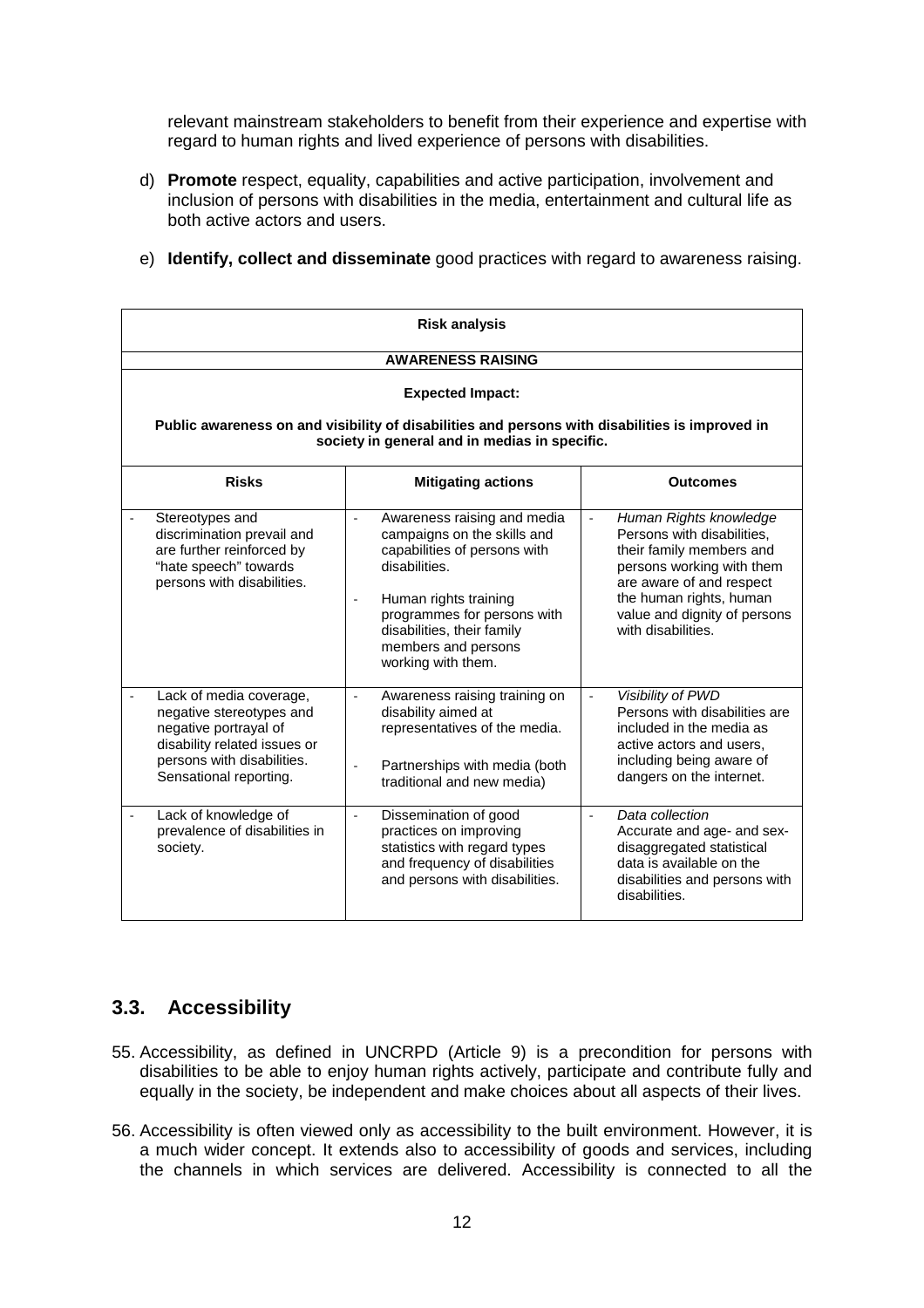relevant mainstream stakeholders to benefit from their experience and expertise with regard to human rights and lived experience of persons with disabilities.

d) **Promote** respect, equality, capabilities and active participation, involvement and inclusion of persons with disabilities in the media, entertainment and cultural life as both active actors and users.

e) **Identify, collect and disseminate** good practices with regard to awareness raising.

| **Risk analysis** | | |
|---|---|---|
| **AWARENESS RAISING** | | |
| **Expected Impact:** **Public awareness on and visibility of disabilities and persons with disabilities is improved in society in general and in medias in specific.** | | |
| **Risks** | **Mitigating actions** | **Outcomes** |
| - Stereotypes and discrimination prevail and are further reinforced by "hate speech" towards persons with disabilities. | - Awareness raising and media campaigns on the skills and capabilities of persons with disabilities.<br>- Human rights training programmes for persons with disabilities, their family members and persons working with them. | - *Human Rights knowledge* Persons with disabilities, their family members and persons working with them are aware of and respect the human rights, human value and dignity of persons with disabilities. |
| - Lack of media coverage, negative stereotypes and negative portrayal of disability related issues or persons with disabilities. Sensational reporting. | - Awareness raising training on disability aimed at representatives of the media.<br>- Partnerships with media (both traditional and new media) | - *Visibility of PWD* Persons with disabilities are included in the media as active actors and users, including being aware of dangers on the internet. |
| - Lack of knowledge of prevalence of disabilities in society. | - Dissemination of good practices on improving statistics with regard types and frequency of disabilities and persons with disabilities. | - *Data collection* Accurate and age- and sex-disaggregated statistical data is available on the disabilities and persons with disabilities. |

## 3.3. Accessibility

55. Accessibility, as defined in UNCRPD (Article 9) is a precondition for persons with disabilities to be able to enjoy human rights actively, participate and contribute fully and equally in the society, be independent and make choices about all aspects of their lives.

56. Accessibility is often viewed only as accessibility to the built environment. However, it is a much wider concept. It extends also to accessibility of goods and services, including the channels in which services are delivered. Accessibility is connected to all the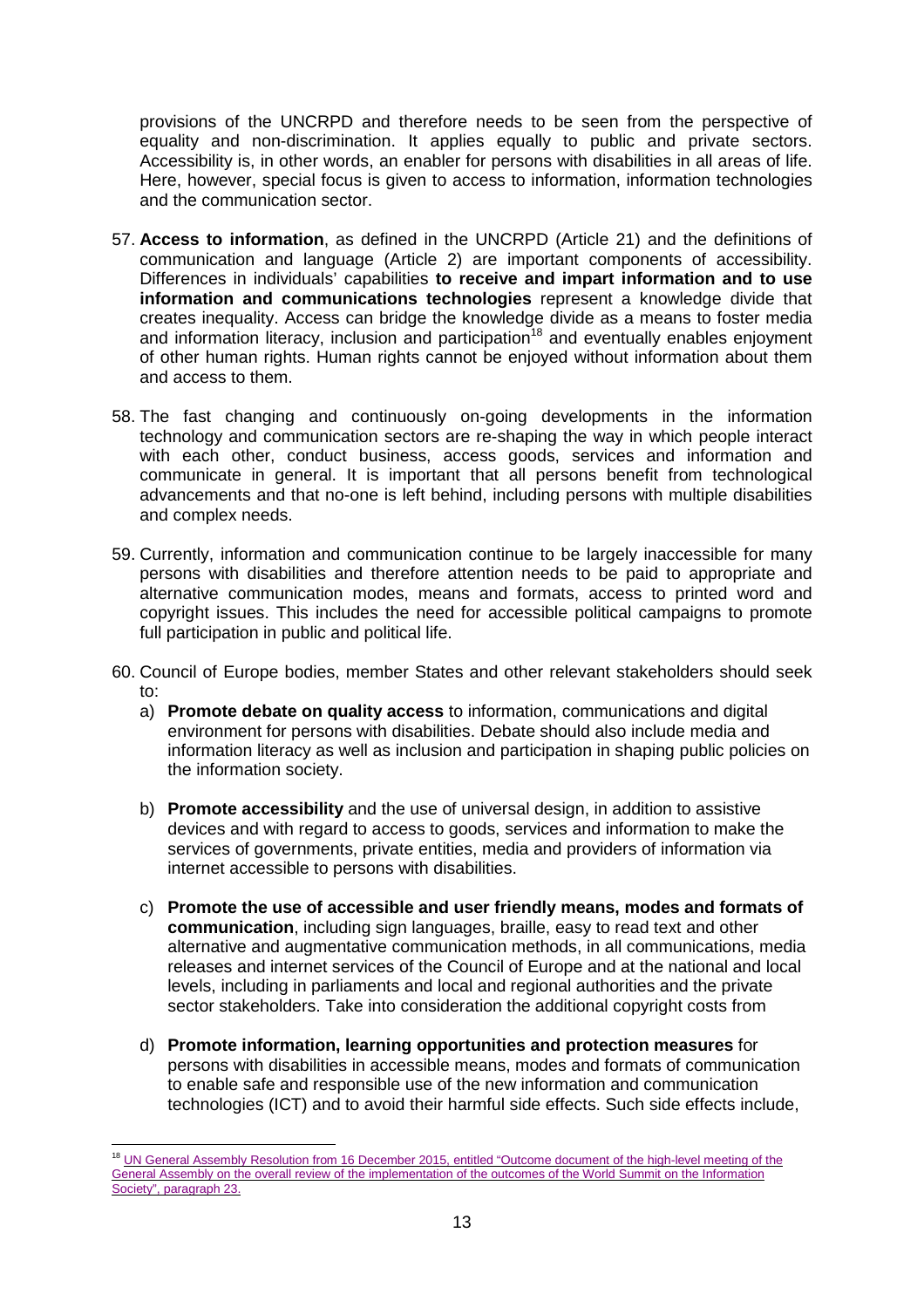provisions of the UNCRPD and therefore needs to be seen from the perspective of equality and non-discrimination. It applies equally to public and private sectors. Accessibility is, in other words, an enabler for persons with disabilities in all areas of life. Here, however, special focus is given to access to information, information technologies and the communication sector.

57. **Access to information**, as defined in the UNCRPD (Article 21) and the definitions of communication and language (Article 2) are important components of accessibility. Differences in individuals' capabilities **to receive and impart information and to use information and communications technologies** represent a knowledge divide that creates inequality. Access can bridge the knowledge divide as a means to foster media and information literacy, inclusion and participation[18] and eventually enables enjoyment of other human rights. Human rights cannot be enjoyed without information about them and access to them.

58. The fast changing and continuously on-going developments in the information technology and communication sectors are re-shaping the way in which people interact with each other, conduct business, access goods, services and information and communicate in general. It is important that all persons benefit from technological advancements and that no-one is left behind, including persons with multiple disabilities and complex needs.

59. Currently, information and communication continue to be largely inaccessible for many persons with disabilities and therefore attention needs to be paid to appropriate and alternative communication modes, means and formats, access to printed word and copyright issues. This includes the need for accessible political campaigns to promote full participation in public and political life.

60. Council of Europe bodies, member States and other relevant stakeholders should seek to:
    a) **Promote debate on quality access** to information, communications and digital environment for persons with disabilities. Debate should also include media and information literacy as well as inclusion and participation in shaping public policies on the information society.

    b) **Promote accessibility** and the use of universal design, in addition to assistive devices and with regard to access to goods, services and information to make the services of governments, private entities, media and providers of information via internet accessible to persons with disabilities.

    c) **Promote the use of accessible and user friendly means, modes and formats of communication**, including sign languages, braille, easy to read text and other alternative and augmentative communication methods, in all communications, media releases and internet services of the Council of Europe and at the national and local levels, including in parliaments and local and regional authorities and the private sector stakeholders. Take into consideration the additional copyright costs from

    d) **Promote information, learning opportunities and protection measures** for persons with disabilities in accessible means, modes and formats of communication to enable safe and responsible use of the new information and communication technologies (ICT) and to avoid their harmful side effects. Such side effects include,

[18] UN General Assembly Resolution from 16 December 2015, entitled "Outcome document of the high-level meeting of the General Assembly on the overall review of the implementation of the outcomes of the World Summit on the Information Society", paragraph 23.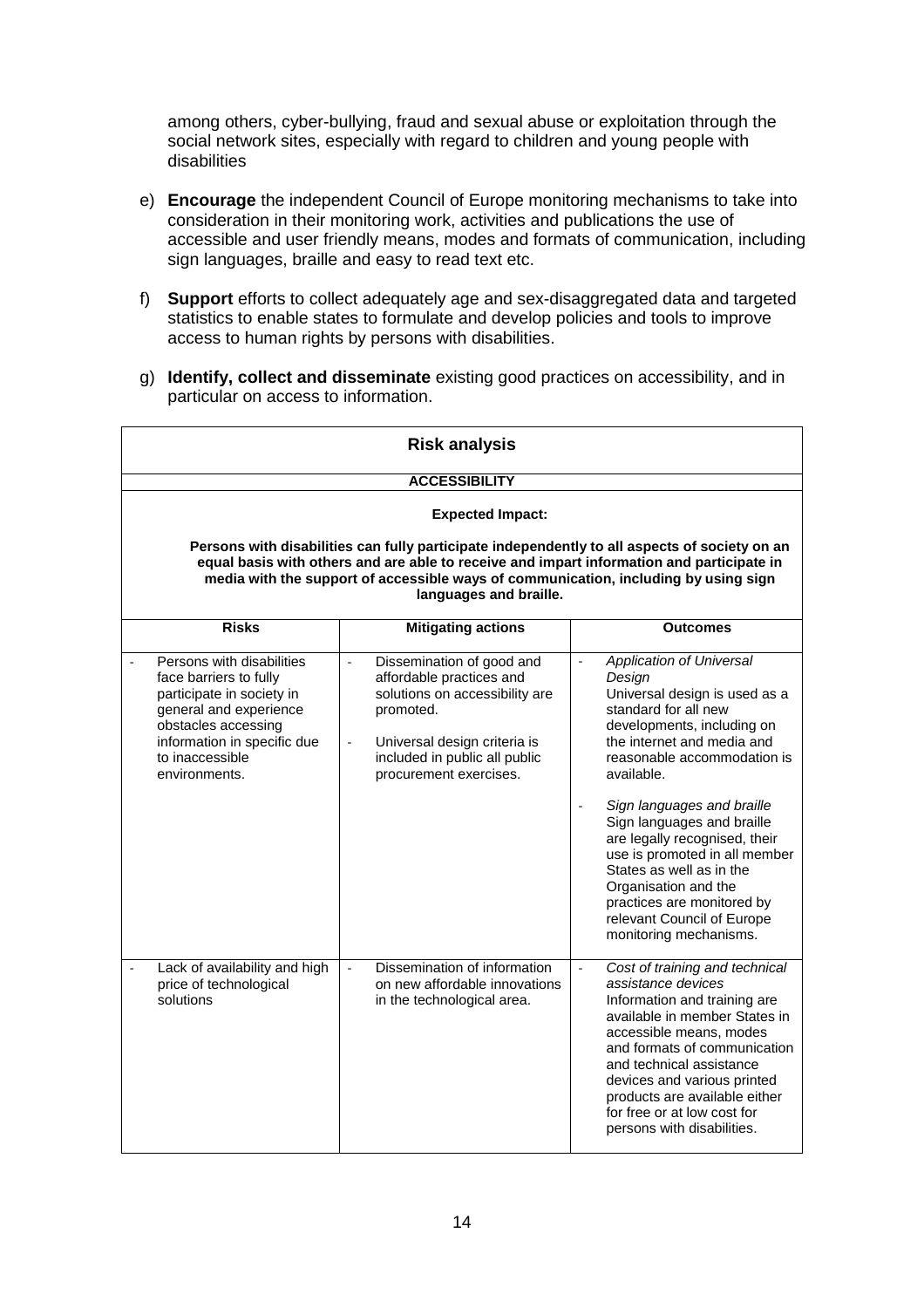among others, cyber-bullying, fraud and sexual abuse or exploitation through the social network sites, especially with regard to children and young people with disabilities

e) **Encourage** the independent Council of Europe monitoring mechanisms to take into consideration in their monitoring work, activities and publications the use of accessible and user friendly means, modes and formats of communication, including sign languages, braille and easy to read text etc.

f) **Support** efforts to collect adequately age and sex-disaggregated data and targeted statistics to enable states to formulate and develop policies and tools to improve access to human rights by persons with disabilities.

g) **Identify, collect and disseminate** existing good practices on accessibility, and in particular on access to information.

| **Risk analysis** | | |
|---|---|---|
| **ACCESSIBILITY** | | |
| **Expected Impact:** **Persons with disabilities can fully participate independently to all aspects of society on an equal basis with others and are able to receive and impart information and participate in media with the support of accessible ways of communication, including by using sign languages and braille.** | | |
| **Risks** | **Mitigating actions** | **Outcomes** |
| - Persons with disabilities face barriers to fully participate in society in general and experience obstacles accessing information in specific due to inaccessible environments. | - Dissemination of good and affordable practices and solutions on accessibility are promoted.<br>- Universal design criteria is included in public all public procurement exercises. | - *Application of Universal Design* Universal design is used as a standard for all new developments, including on the internet and media and reasonable accommodation is available.<br>- *Sign languages and braille* Sign languages and braille are legally recognised, their use is promoted in all member States as well as in the Organisation and the practices are monitored by relevant Council of Europe monitoring mechanisms. |
| - Lack of availability and high price of technological solutions | - Dissemination of information on new affordable innovations in the technological area. | - *Cost of training and technical assistance devices* Information and training are available in member States in accessible means, modes and formats of communication and technical assistance devices and various printed products are available either for free or at low cost for persons with disabilities. |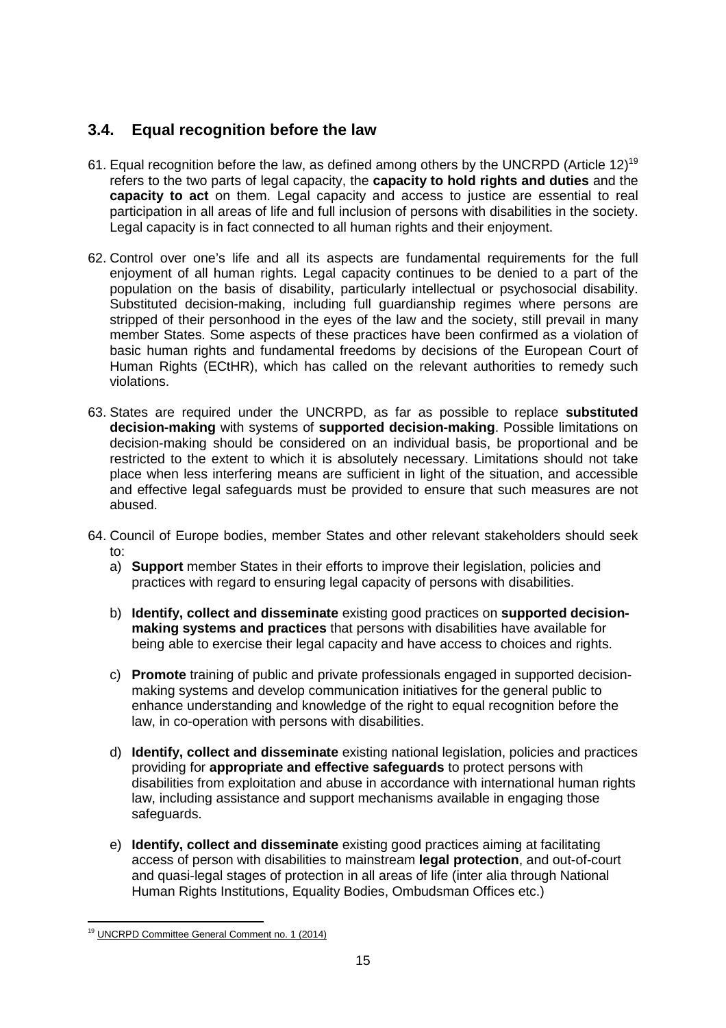## 3.4. Equal recognition before the law

61. Equal recognition before the law, as defined among others by the UNCRPD (Article 12)[19] refers to the two parts of legal capacity, the **capacity to hold rights and duties** and the **capacity to act** on them. Legal capacity and access to justice are essential to real participation in all areas of life and full inclusion of persons with disabilities in the society. Legal capacity is in fact connected to all human rights and their enjoyment.

62. Control over one's life and all its aspects are fundamental requirements for the full enjoyment of all human rights. Legal capacity continues to be denied to a part of the population on the basis of disability, particularly intellectual or psychosocial disability. Substituted decision-making, including full guardianship regimes where persons are stripped of their personhood in the eyes of the law and the society, still prevail in many member States. Some aspects of these practices have been confirmed as a violation of basic human rights and fundamental freedoms by decisions of the European Court of Human Rights (ECtHR), which has called on the relevant authorities to remedy such violations.

63. States are required under the UNCRPD, as far as possible to replace **substituted decision-making** with systems of **supported decision-making**. Possible limitations on decision-making should be considered on an individual basis, be proportional and be restricted to the extent to which it is absolutely necessary. Limitations should not take place when less interfering means are sufficient in light of the situation, and accessible and effective legal safeguards must be provided to ensure that such measures are not abused.

64. Council of Europe bodies, member States and other relevant stakeholders should seek to:
    a) **Support** member States in their efforts to improve their legislation, policies and practices with regard to ensuring legal capacity of persons with disabilities.

    b) **Identify, collect and disseminate** existing good practices on **supported decision-making systems and practices** that persons with disabilities have available for being able to exercise their legal capacity and have access to choices and rights.

    c) **Promote** training of public and private professionals engaged in supported decision-making systems and develop communication initiatives for the general public to enhance understanding and knowledge of the right to equal recognition before the law, in co-operation with persons with disabilities.

    d) **Identify, collect and disseminate** existing national legislation, policies and practices providing for **appropriate and effective safeguards** to protect persons with disabilities from exploitation and abuse in accordance with international human rights law, including assistance and support mechanisms available in engaging those safeguards.

    e) **Identify, collect and disseminate** existing good practices aiming at facilitating access of person with disabilities to mainstream **legal protection**, and out-of-court and quasi-legal stages of protection in all areas of life (inter alia through National Human Rights Institutions, Equality Bodies, Ombudsman Offices etc.)

---

[19] UNCRPD Committee General Comment no. 1 (2014)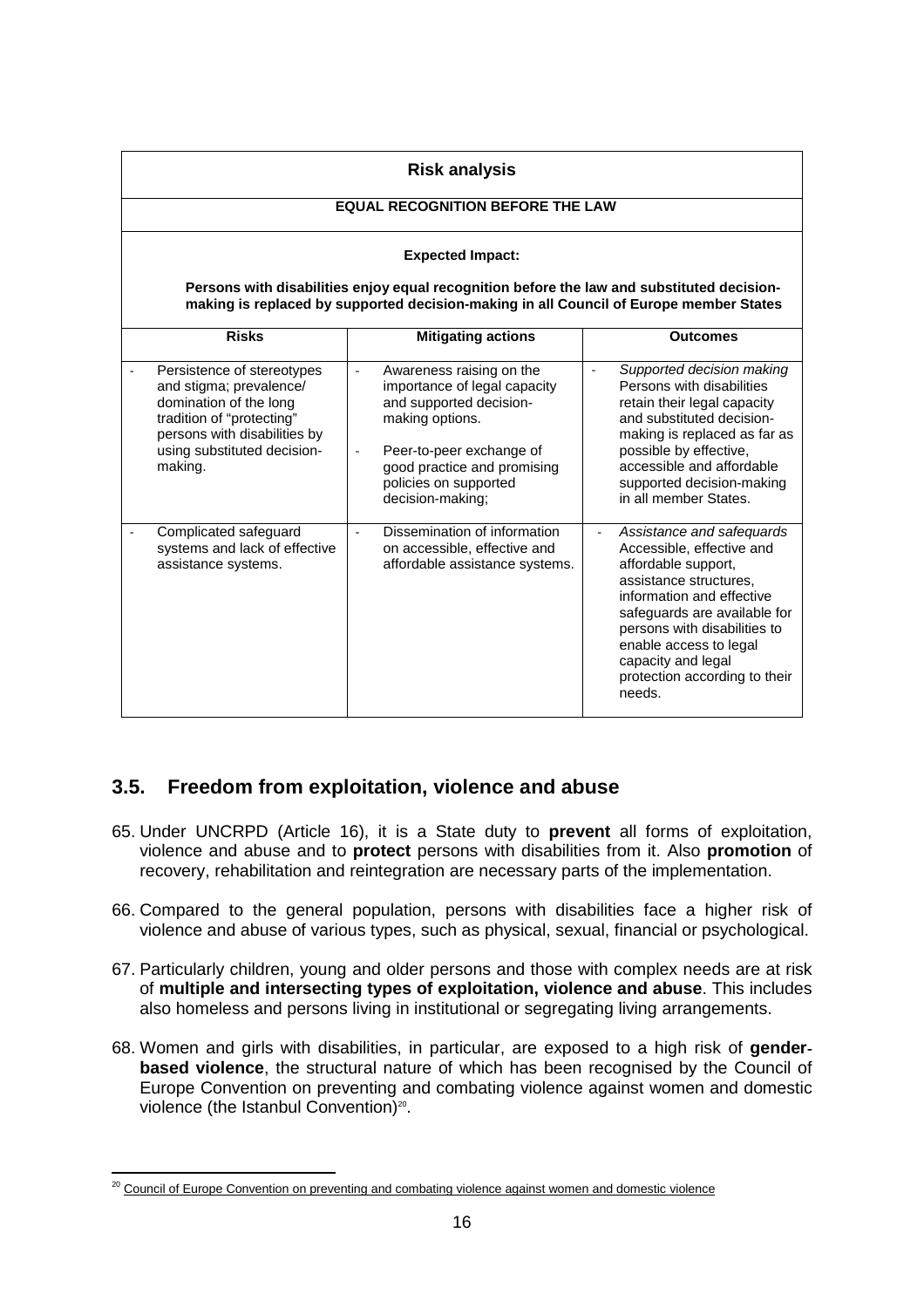| Risk analysis | | |
|---|---|---|
| **EQUAL RECOGNITION BEFORE THE LAW** | | |
| **Expected Impact:**<br>**Persons with disabilities enjoy equal recognition before the law and substituted decision-making is replaced by supported decision-making in all Council of Europe member States** | | |
| **Risks** | **Mitigating actions** | **Outcomes** |
| - Persistence of stereotypes and stigma; prevalence/ domination of the long tradition of "protecting" persons with disabilities by using substituted decision-making. | - Awareness raising on the importance of legal capacity and supported decision-making options.<br>- Peer-to-peer exchange of good practice and promising policies on supported decision-making; | - *Supported decision making* Persons with disabilities retain their legal capacity and substituted decision-making is replaced as far as possible by effective, accessible and affordable supported decision-making in all member States. |
| - Complicated safeguard systems and lack of effective assistance systems. | - Dissemination of information on accessible, effective and affordable assistance systems. | - *Assistance and safeguards* Accessible, effective and affordable support, assistance structures, information and effective safeguards are available for persons with disabilities to enable access to legal capacity and legal protection according to their needs. |

## 3.5. Freedom from exploitation, violence and abuse

65. Under UNCRPD (Article 16), it is a State duty to **prevent** all forms of exploitation, violence and abuse and to **protect** persons with disabilities from it. Also **promotion** of recovery, rehabilitation and reintegration are necessary parts of the implementation.

66. Compared to the general population, persons with disabilities face a higher risk of violence and abuse of various types, such as physical, sexual, financial or psychological.

67. Particularly children, young and older persons and those with complex needs are at risk of **multiple and intersecting types of exploitation, violence and abuse**. This includes also homeless and persons living in institutional or segregating living arrangements.

68. Women and girls with disabilities, in particular, are exposed to a high risk of **gender-based violence**, the structural nature of which has been recognised by the Council of Europe Convention on preventing and combating violence against women and domestic violence (the Istanbul Convention)[20].

---

[20] Council of Europe Convention on preventing and combating violence against women and domestic violence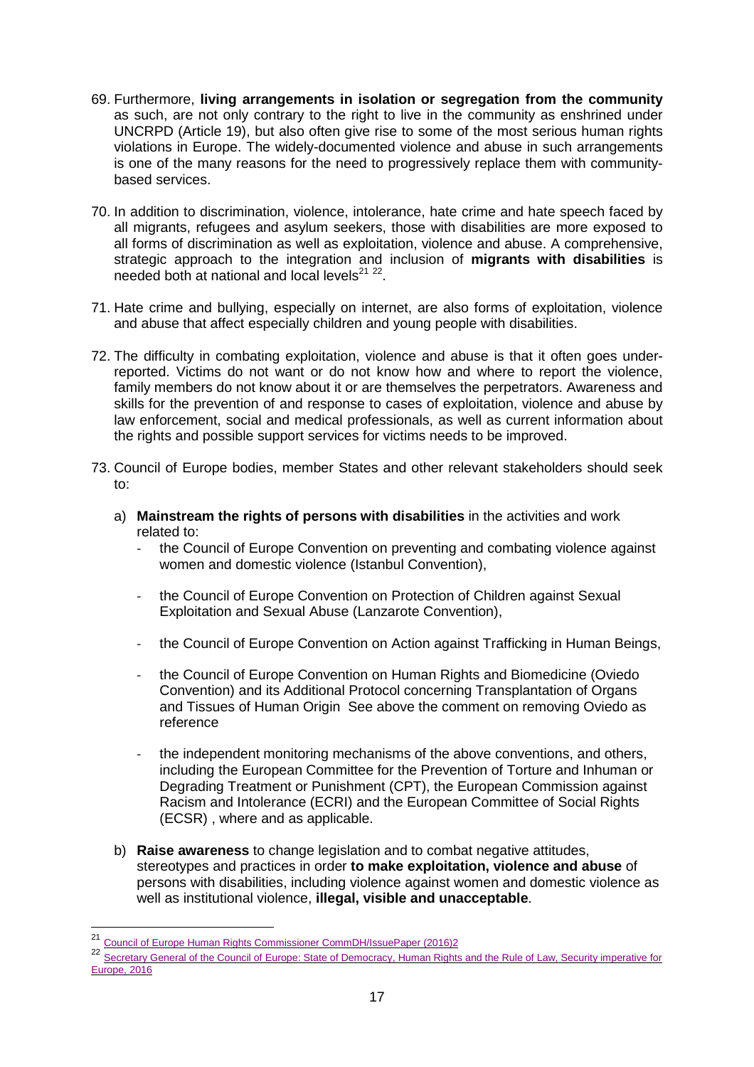69. Furthermore, **living arrangements in isolation or segregation from the community** as such, are not only contrary to the right to live in the community as enshrined under UNCRPD (Article 19), but also often give rise to some of the most serious human rights violations in Europe. The widely-documented violence and abuse in such arrangements is one of the many reasons for the need to progressively replace them with community-based services.

70. In addition to discrimination, violence, intolerance, hate crime and hate speech faced by all migrants, refugees and asylum seekers, those with disabilities are more exposed to all forms of discrimination as well as exploitation, violence and abuse. A comprehensive, strategic approach to the integration and inclusion of **migrants with disabilities** is needed both at national and local levels[21] [22].

71. Hate crime and bullying, especially on internet, are also forms of exploitation, violence and abuse that affect especially children and young people with disabilities.

72. The difficulty in combating exploitation, violence and abuse is that it often goes under-reported. Victims do not want or do not know how and where to report the violence, family members do not know about it or are themselves the perpetrators. Awareness and skills for the prevention of and response to cases of exploitation, violence and abuse by law enforcement, social and medical professionals, as well as current information about the rights and possible support services for victims needs to be improved.

73. Council of Europe bodies, member States and other relevant stakeholders should seek to:

    a) **Mainstream the rights of persons with disabilities** in the activities and work related to:
    - the Council of Europe Convention on preventing and combating violence against women and domestic violence (Istanbul Convention),
    - the Council of Europe Convention on Protection of Children against Sexual Exploitation and Sexual Abuse (Lanzarote Convention),
    - the Council of Europe Convention on Action against Trafficking in Human Beings,
    - the Council of Europe Convention on Human Rights and Biomedicine (Oviedo Convention) and its Additional Protocol concerning Transplantation of Organs and Tissues of Human Origin See above the comment on removing Oviedo as reference
    - the independent monitoring mechanisms of the above conventions, and others, including the European Committee for the Prevention of Torture and Inhuman or Degrading Treatment or Punishment (CPT), the European Commission against Racism and Intolerance (ECRI) and the European Committee of Social Rights (ECSR) , where and as applicable.

    b) **Raise awareness** to change legislation and to combat negative attitudes, stereotypes and practices in order **to make exploitation, violence and abuse** of persons with disabilities, including violence against women and domestic violence as well as institutional violence, **illegal, visible and unacceptable**.

---

[21] Council of Europe Human Rights Commissioner CommDH/IssuePaper (2016)2

[22] Secretary General of the Council of Europe: State of Democracy, Human Rights and the Rule of Law, Security imperative for Europe, 2016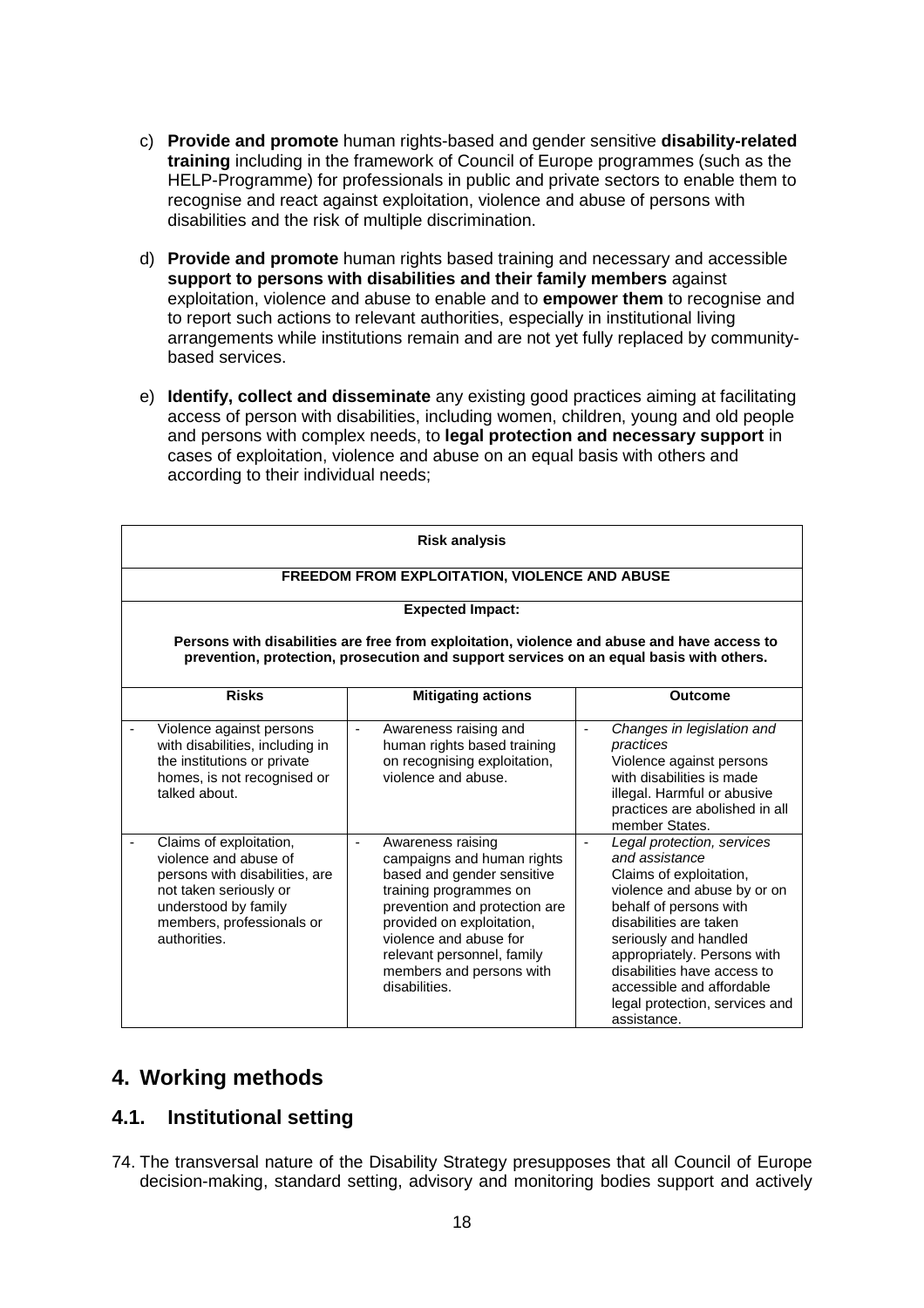c) **Provide and promote** human rights-based and gender sensitive **disability-related training** including in the framework of Council of Europe programmes (such as the HELP-Programme) for professionals in public and private sectors to enable them to recognise and react against exploitation, violence and abuse of persons with disabilities and the risk of multiple discrimination.

d) **Provide and promote** human rights based training and necessary and accessible **support to persons with disabilities and their family members** against exploitation, violence and abuse to enable and to **empower them** to recognise and to report such actions to relevant authorities, especially in institutional living arrangements while institutions remain and are not yet fully replaced by community-based services.

e) **Identify, collect and disseminate** any existing good practices aiming at facilitating access of person with disabilities, including women, children, young and old people and persons with complex needs, to **legal protection and necessary support** in cases of exploitation, violence and abuse on an equal basis with others and according to their individual needs;

| **Risk analysis** | | |
|---|---|---|
| **FREEDOM FROM EXPLOITATION, VIOLENCE AND ABUSE** | | |
| **Expected Impact:** **Persons with disabilities are free from exploitation, violence and abuse and have access to prevention, protection, prosecution and support services on an equal basis with others.** | | |
| **Risks** | **Mitigating actions** | **Outcome** |
| - Violence against persons with disabilities, including in the institutions or private homes, is not recognised or talked about. | - Awareness raising and human rights based training on recognising exploitation, violence and abuse. | - *Changes in legislation and practices* Violence against persons with disabilities is made illegal. Harmful or abusive practices are abolished in all member States. |
| - Claims of exploitation, violence and abuse of persons with disabilities, are not taken seriously or understood by family members, professionals or authorities. | - Awareness raising campaigns and human rights based and gender sensitive training programmes on prevention and protection are provided on exploitation, violence and abuse for relevant personnel, family members and persons with disabilities. | - *Legal protection, services and assistance* Claims of exploitation, violence and abuse by or on behalf of persons with disabilities are taken seriously and handled appropriately. Persons with disabilities have access to accessible and affordable legal protection, services and assistance. |

## 4. Working methods

### 4.1. Institutional setting

74. The transversal nature of the Disability Strategy presupposes that all Council of Europe decision-making, standard setting, advisory and monitoring bodies support and actively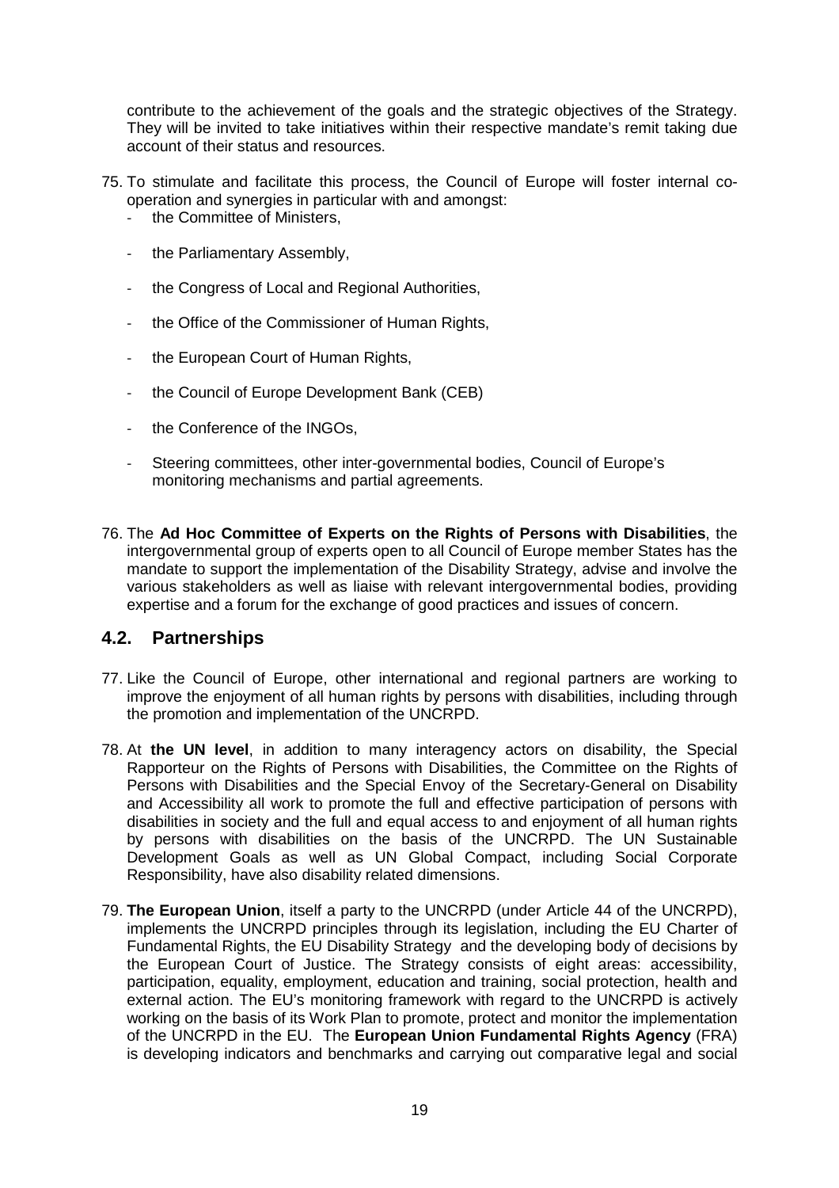contribute to the achievement of the goals and the strategic objectives of the Strategy. They will be invited to take initiatives within their respective mandate's remit taking due account of their status and resources.

75. To stimulate and facilitate this process, the Council of Europe will foster internal co-operation and synergies in particular with and amongst:
   - the Committee of Ministers,
   - the Parliamentary Assembly,
   - the Congress of Local and Regional Authorities,
   - the Office of the Commissioner of Human Rights,
   - the European Court of Human Rights,
   - the Council of Europe Development Bank (CEB)
   - the Conference of the INGOs,
   - Steering committees, other inter-governmental bodies, Council of Europe's monitoring mechanisms and partial agreements.

76. The **Ad Hoc Committee of Experts on the Rights of Persons with Disabilities**, the intergovernmental group of experts open to all Council of Europe member States has the mandate to support the implementation of the Disability Strategy, advise and involve the various stakeholders as well as liaise with relevant intergovernmental bodies, providing expertise and a forum for the exchange of good practices and issues of concern.

## 4.2. Partnerships

77. Like the Council of Europe, other international and regional partners are working to improve the enjoyment of all human rights by persons with disabilities, including through the promotion and implementation of the UNCRPD.

78. At **the UN level**, in addition to many interagency actors on disability, the Special Rapporteur on the Rights of Persons with Disabilities, the Committee on the Rights of Persons with Disabilities and the Special Envoy of the Secretary-General on Disability and Accessibility all work to promote the full and effective participation of persons with disabilities in society and the full and equal access to and enjoyment of all human rights by persons with disabilities on the basis of the UNCRPD. The UN Sustainable Development Goals as well as UN Global Compact, including Social Corporate Responsibility, have also disability related dimensions.

79. **The European Union**, itself a party to the UNCRPD (under Article 44 of the UNCRPD), implements the UNCRPD principles through its legislation, including the EU Charter of Fundamental Rights, the EU Disability Strategy and the developing body of decisions by the European Court of Justice. The Strategy consists of eight areas: accessibility, participation, equality, employment, education and training, social protection, health and external action. The EU's monitoring framework with regard to the UNCRPD is actively working on the basis of its Work Plan to promote, protect and monitor the implementation of the UNCRPD in the EU. The **European Union Fundamental Rights Agency** (FRA) is developing indicators and benchmarks and carrying out comparative legal and social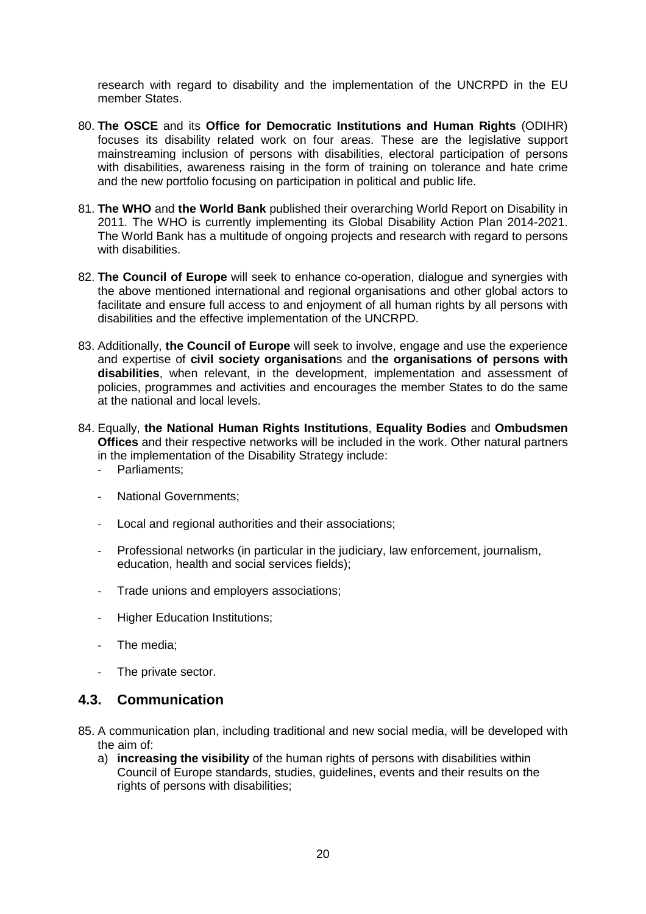research with regard to disability and the implementation of the UNCRPD in the EU member States.

80. **The OSCE** and its **Office for Democratic Institutions and Human Rights** (ODIHR) focuses its disability related work on four areas. These are the legislative support mainstreaming inclusion of persons with disabilities, electoral participation of persons with disabilities, awareness raising in the form of training on tolerance and hate crime and the new portfolio focusing on participation in political and public life.

81. **The WHO** and **the World Bank** published their overarching World Report on Disability in 2011. The WHO is currently implementing its Global Disability Action Plan 2014-2021. The World Bank has a multitude of ongoing projects and research with regard to persons with disabilities.

82. **The Council of Europe** will seek to enhance co-operation, dialogue and synergies with the above mentioned international and regional organisations and other global actors to facilitate and ensure full access to and enjoyment of all human rights by all persons with disabilities and the effective implementation of the UNCRPD.

83. Additionally, **the Council of Europe** will seek to involve, engage and use the experience and expertise of **civil society organisation**s and t**he organisations of persons with disabilities**, when relevant, in the development, implementation and assessment of policies, programmes and activities and encourages the member States to do the same at the national and local levels.

84. Equally, **the National Human Rights Institutions**, **Equality Bodies** and **Ombudsmen Offices** and their respective networks will be included in the work. Other natural partners in the implementation of the Disability Strategy include:
    - Parliaments;
    - National Governments;
    - Local and regional authorities and their associations;
    - Professional networks (in particular in the judiciary, law enforcement, journalism, education, health and social services fields);
    - Trade unions and employers associations;
    - Higher Education Institutions;
    - The media;
    - The private sector.

## 4.3. Communication

85. A communication plan, including traditional and new social media, will be developed with the aim of:
    a) **increasing the visibility** of the human rights of persons with disabilities within Council of Europe standards, studies, guidelines, events and their results on the rights of persons with disabilities;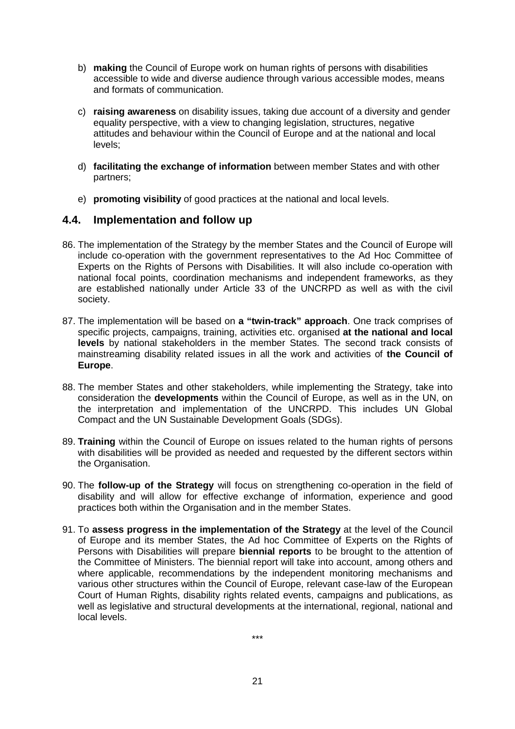b) **making** the Council of Europe work on human rights of persons with disabilities accessible to wide and diverse audience through various accessible modes, means and formats of communication.

c) **raising awareness** on disability issues, taking due account of a diversity and gender equality perspective, with a view to changing legislation, structures, negative attitudes and behaviour within the Council of Europe and at the national and local levels;

d) **facilitating the exchange of information** between member States and with other partners;

e) **promoting visibility** of good practices at the national and local levels.

## 4.4. Implementation and follow up

86. The implementation of the Strategy by the member States and the Council of Europe will include co-operation with the government representatives to the Ad Hoc Committee of Experts on the Rights of Persons with Disabilities. It will also include co-operation with national focal points, coordination mechanisms and independent frameworks, as they are established nationally under Article 33 of the UNCRPD as well as with the civil society.

87. The implementation will be based on **a "twin-track" approach**. One track comprises of specific projects, campaigns, training, activities etc. organised **at the national and local levels** by national stakeholders in the member States. The second track consists of mainstreaming disability related issues in all the work and activities of **the Council of Europe**.

88. The member States and other stakeholders, while implementing the Strategy, take into consideration the **developments** within the Council of Europe, as well as in the UN, on the interpretation and implementation of the UNCRPD. This includes UN Global Compact and the UN Sustainable Development Goals (SDGs).

89. **Training** within the Council of Europe on issues related to the human rights of persons with disabilities will be provided as needed and requested by the different sectors within the Organisation.

90. The **follow-up of the Strategy** will focus on strengthening co-operation in the field of disability and will allow for effective exchange of information, experience and good practices both within the Organisation and in the member States.

91. To **assess progress in the implementation of the Strategy** at the level of the Council of Europe and its member States, the Ad hoc Committee of Experts on the Rights of Persons with Disabilities will prepare **biennial reports** to be brought to the attention of the Committee of Ministers. The biennial report will take into account, among others and where applicable, recommendations by the independent monitoring mechanisms and various other structures within the Council of Europe, relevant case-law of the European Court of Human Rights, disability rights related events, campaigns and publications, as well as legislative and structural developments at the international, regional, national and local levels.

\*\*\*